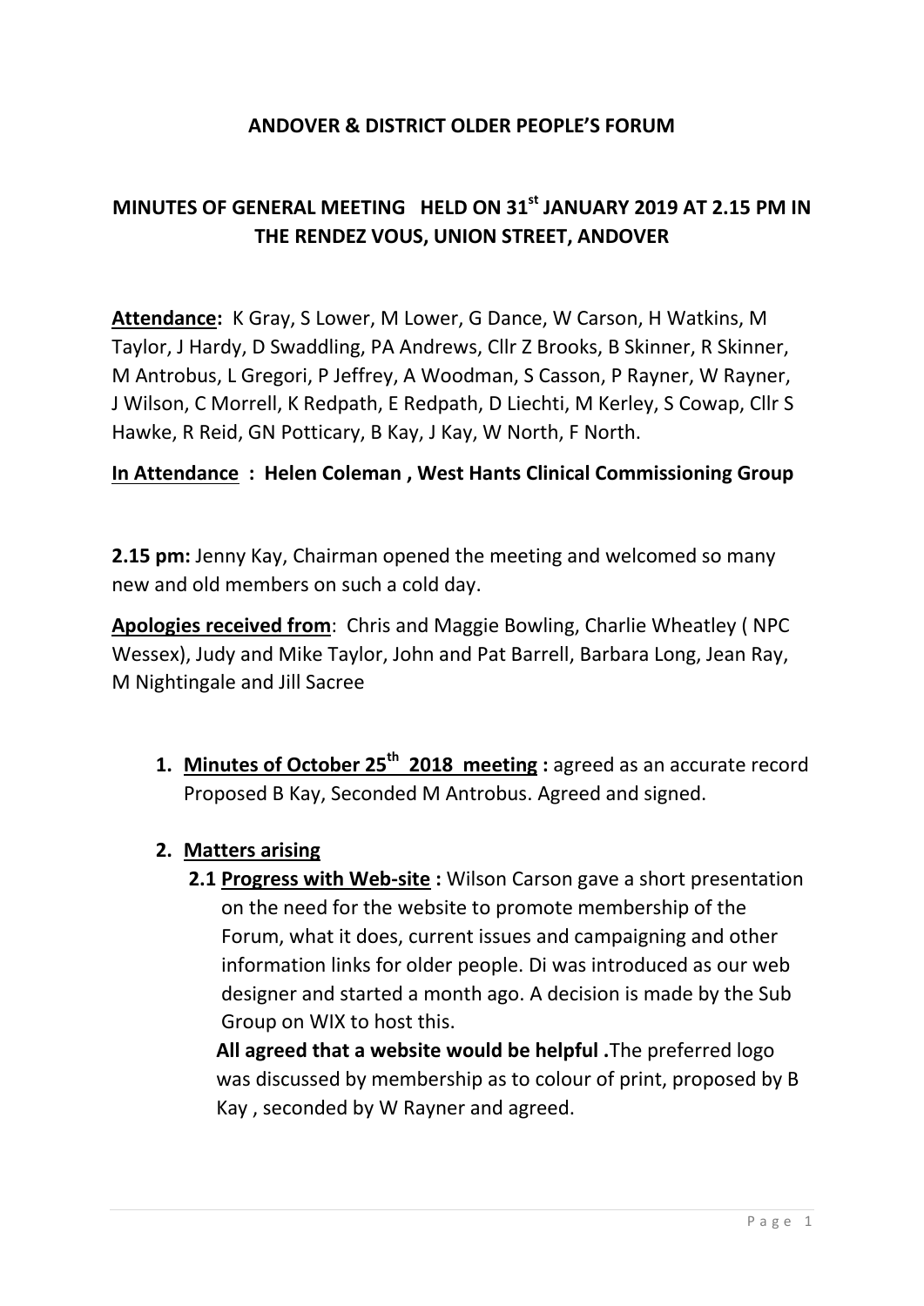# ANDOVER & DISTRICT OLDER PEOPLE'S FORUM

## MINUTES OF GENERAL MEETING HELD ON 31st JANUARY 2019 AT 2.15 PM IN THE RENDEZ VOUS, UNION STREET, ANDOVER

**Attendance:** K Gray, S Lower, M Lower, G Dance, W Carson, H Watkins, M Taylor, J Hardy, D Swaddling, PA Andrews, Cllr Z Brooks, B Skinner, R Skinner, M Antrobus, L Gregori, P Jeffrey, A Woodman, S Casson, P Rayner, W Rayner, J Wilson, C Morrell, K Redpath, E Redpath, D Liechti, M Kerley, S Cowap, Cllr S Hawke, R Reid, GN Potticary, B Kay, J Kay, W North, F North.

**In Attendance : Helen Coleman , West Hants Clinical Commissioning Group**

**2.15 pm:** Jenny Kay, Chairman opened the meeting and welcomed so many new and old members on such a cold day.

**Apologies received from**: Chris and Maggie Bowling, Charlie Wheatley ( NPC Wessex), Judy and Mike Taylor, John and Pat Barrell, Barbara Long, Jean Ray, M Nightingale and Jill Sacree

1. **Minutes of October 25th 2018 meeting :** agreed as an accurate record Proposed B Kay, Seconded M Antrobus. Agreed and signed.

2. **Matters arising**

   **2.1 Progress with Web-site :** Wilson Carson gave a short presentation on the need for the website to promote membership of the Forum, what it does, current issues and campaigning and other information links for older people. Di was introduced as our web designer and started a month ago. A decision is made by the Sub Group on WIX to host this.

   **All agreed that a website would be helpful .**The preferred logo was discussed by membership as to colour of print, proposed by B Kay , seconded by W Rayner and agreed.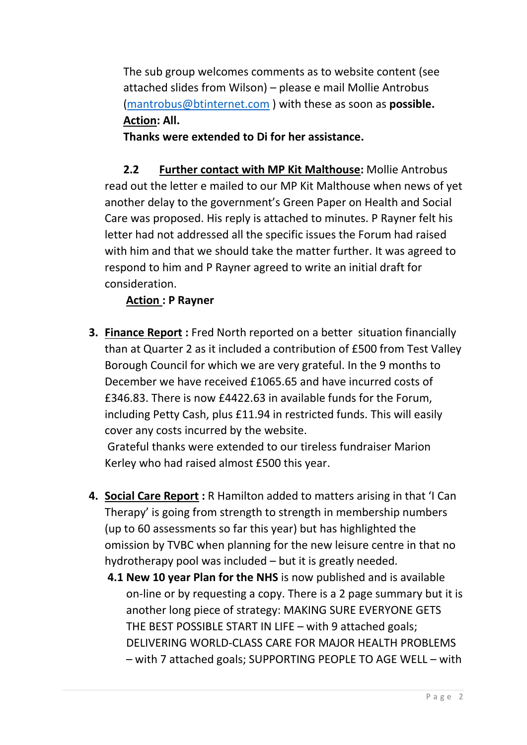The sub group welcomes comments as to website content (see attached slides from Wilson) – please e mail Mollie Antrobus ([mantrobus@btinternet.com](mailto:mantrobus@btinternet.com) ) with these as soon as **possible.**
**<u>Action</u>: All.**
**Thanks were extended to Di for her assistance.**

**2.2 <u>Further contact with MP Kit Malthouse</u>:** Mollie Antrobus read out the letter e mailed to our MP Kit Malthouse when news of yet another delay to the government's Green Paper on Health and Social Care was proposed. His reply is attached to minutes. P Rayner felt his letter had not addressed all the specific issues the Forum had raised with him and that we should take the matter further. It was agreed to respond to him and P Rayner agreed to write an initial draft for consideration.

**<u>Action</u> : P Rayner**

3. **<u>Finance Report</u> :** Fred North reported on a better situation financially than at Quarter 2 as it included a contribution of £500 from Test Valley Borough Council for which we are very grateful. In the 9 months to December we have received £1065.65 and have incurred costs of £346.83. There is now £4422.63 in available funds for the Forum, including Petty Cash, plus £11.94 in restricted funds. This will easily cover any costs incurred by the website.
Grateful thanks were extended to our tireless fundraiser Marion Kerley who had raised almost £500 this year.

4. **<u>Social Care Report</u> :** R Hamilton added to matters arising in that 'I Can Therapy' is going from strength to strength in membership numbers (up to 60 assessments so far this year) but has highlighted the omission by TVBC when planning for the new leisure centre in that no hydrotherapy pool was included – but it is greatly needed.
   **4.1 New 10 year Plan for the NHS** is now published and is available on-line or by requesting a copy. There is a 2 page summary but it is another long piece of strategy: MAKING SURE EVERYONE GETS THE BEST POSSIBLE START IN LIFE – with 9 attached goals; DELIVERING WORLD-CLASS CARE FOR MAJOR HEALTH PROBLEMS – with 7 attached goals; SUPPORTING PEOPLE TO AGE WELL – with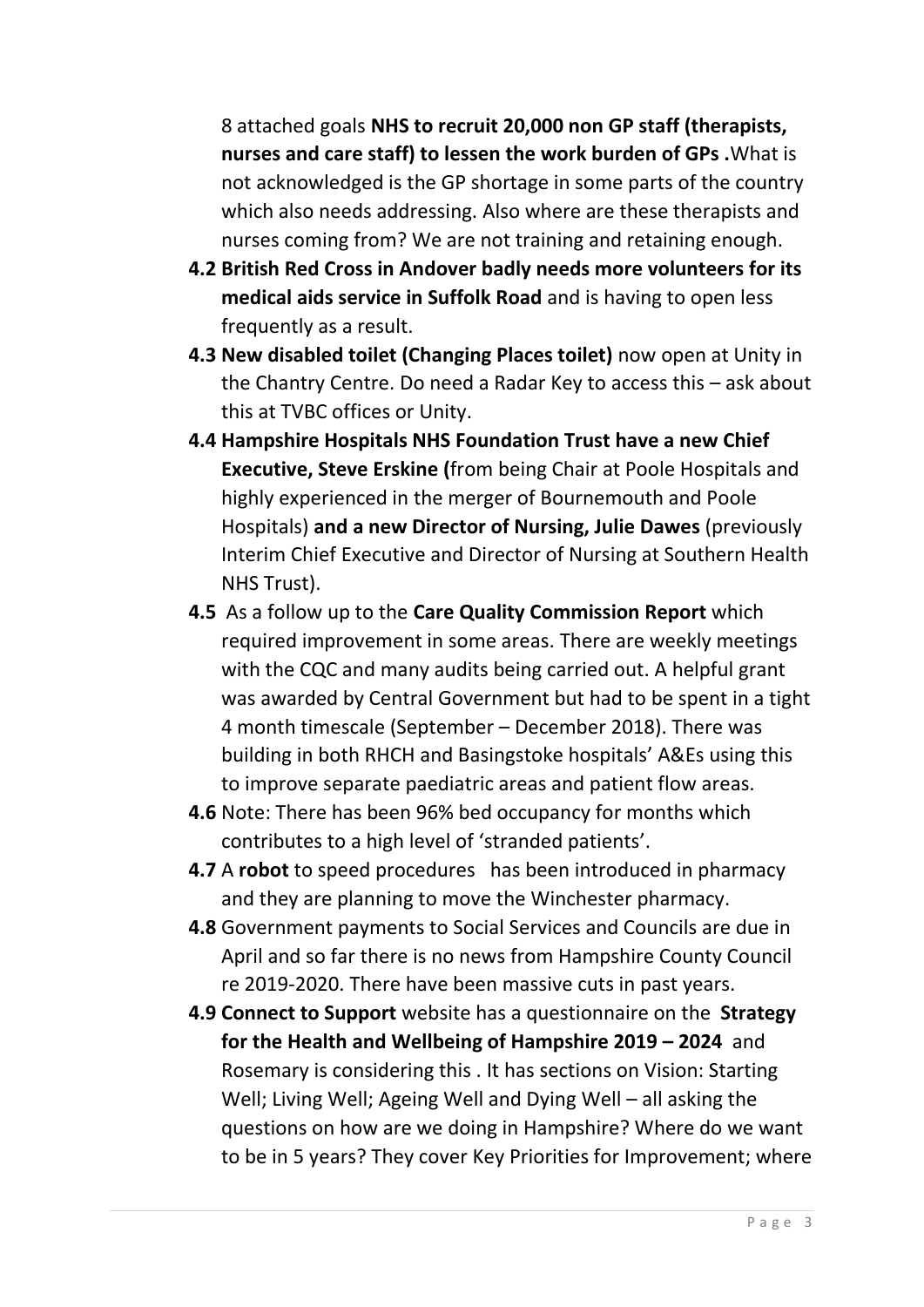8 attached goals **NHS to recruit 20,000 non GP staff (therapists, nurses and care staff) to lessen the work burden of GPs .**What is not acknowledged is the GP shortage in some parts of the country which also needs addressing. Also where are these therapists and nurses coming from? We are not training and retaining enough.

**4.2 British Red Cross in Andover badly needs more volunteers for its medical aids service in Suffolk Road** and is having to open less frequently as a result.

**4.3 New disabled toilet (Changing Places toilet)** now open at Unity in the Chantry Centre. Do need a Radar Key to access this – ask about this at TVBC offices or Unity.

**4.4 Hampshire Hospitals NHS Foundation Trust have a new Chief Executive, Steve Erskine (**from being Chair at Poole Hospitals and highly experienced in the merger of Bournemouth and Poole Hospitals) **and a new Director of Nursing, Julie Dawes** (previously Interim Chief Executive and Director of Nursing at Southern Health NHS Trust).

**4.5** As a follow up to the **Care Quality Commission Report** which required improvement in some areas. There are weekly meetings with the CQC and many audits being carried out. A helpful grant was awarded by Central Government but had to be spent in a tight 4 month timescale (September – December 2018). There was building in both RHCH and Basingstoke hospitals' A&Es using this to improve separate paediatric areas and patient flow areas.

**4.6** Note: There has been 96% bed occupancy for months which contributes to a high level of 'stranded patients'.

**4.7** A **robot** to speed procedures has been introduced in pharmacy and they are planning to move the Winchester pharmacy.

**4.8** Government payments to Social Services and Councils are due in April and so far there is no news from Hampshire County Council re 2019-2020. There have been massive cuts in past years.

**4.9 Connect to Support** website has a questionnaire on the **Strategy for the Health and Wellbeing of Hampshire 2019 – 2024** and Rosemary is considering this . It has sections on Vision: Starting Well; Living Well; Ageing Well and Dying Well – all asking the questions on how are we doing in Hampshire? Where do we want to be in 5 years? They cover Key Priorities for Improvement; where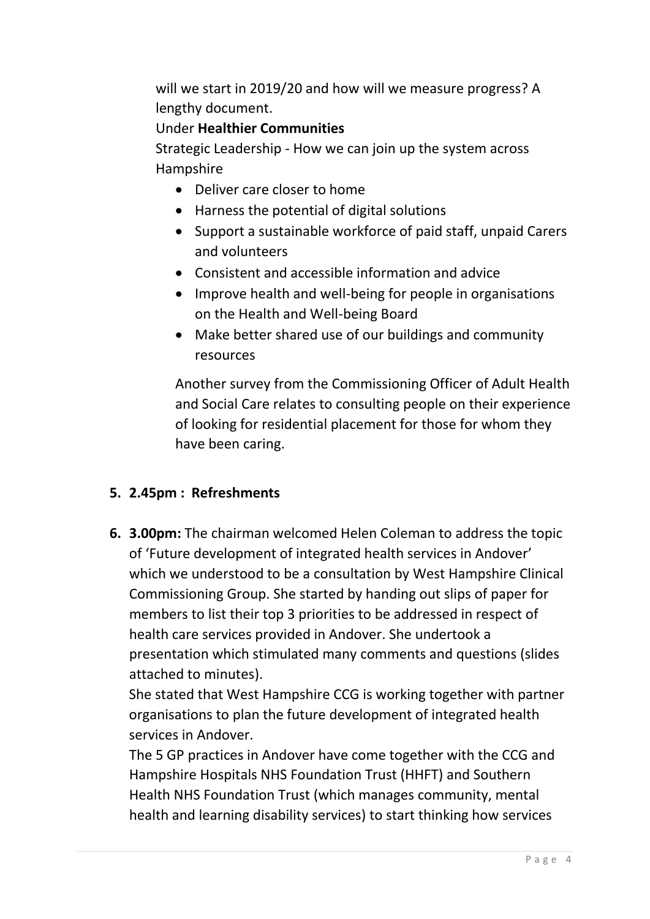will we start in 2019/20 and how will we measure progress? A lengthy document.

Under **Healthier Communities**

Strategic Leadership - How we can join up the system across Hampshire

- Deliver care closer to home
- Harness the potential of digital solutions
- Support a sustainable workforce of paid staff, unpaid Carers and volunteers
- Consistent and accessible information and advice
- Improve health and well-being for people in organisations on the Health and Well-being Board
- Make better shared use of our buildings and community resources

Another survey from the Commissioning Officer of Adult Health and Social Care relates to consulting people on their experience of looking for residential placement for those for whom they have been caring.

5. **2.45pm : Refreshments**

6. **3.00pm:** The chairman welcomed Helen Coleman to address the topic of 'Future development of integrated health services in Andover' which we understood to be a consultation by West Hampshire Clinical Commissioning Group. She started by handing out slips of paper for members to list their top 3 priorities to be addressed in respect of health care services provided in Andover. She undertook a presentation which stimulated many comments and questions (slides attached to minutes).

   She stated that West Hampshire CCG is working together with partner organisations to plan the future development of integrated health services in Andover.

   The 5 GP practices in Andover have come together with the CCG and Hampshire Hospitals NHS Foundation Trust (HHFT) and Southern Health NHS Foundation Trust (which manages community, mental health and learning disability services) to start thinking how services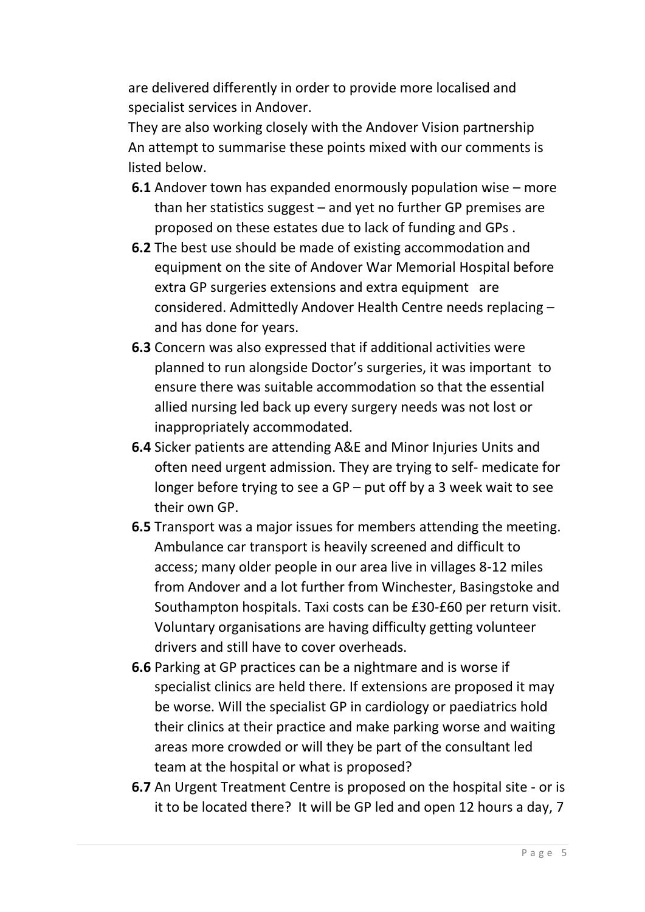are delivered differently in order to provide more localised and specialist services in Andover.

They are also working closely with the Andover Vision partnership

An attempt to summarise these points mixed with our comments is listed below.

- **6.1** Andover town has expanded enormously population wise – more than her statistics suggest – and yet no further GP premises are proposed on these estates due to lack of funding and GPs .
- **6.2** The best use should be made of existing accommodation and equipment on the site of Andover War Memorial Hospital before extra GP surgeries extensions and extra equipment are considered. Admittedly Andover Health Centre needs replacing – and has done for years.
- **6.3** Concern was also expressed that if additional activities were planned to run alongside Doctor's surgeries, it was important to ensure there was suitable accommodation so that the essential allied nursing led back up every surgery needs was not lost or inappropriately accommodated.
- **6.4** Sicker patients are attending A&E and Minor Injuries Units and often need urgent admission. They are trying to self- medicate for longer before trying to see a GP – put off by a 3 week wait to see their own GP.
- **6.5** Transport was a major issues for members attending the meeting. Ambulance car transport is heavily screened and difficult to access; many older people in our area live in villages 8-12 miles from Andover and a lot further from Winchester, Basingstoke and Southampton hospitals. Taxi costs can be £30-£60 per return visit. Voluntary organisations are having difficulty getting volunteer drivers and still have to cover overheads.
- **6.6** Parking at GP practices can be a nightmare and is worse if specialist clinics are held there. If extensions are proposed it may be worse. Will the specialist GP in cardiology or paediatrics hold their clinics at their practice and make parking worse and waiting areas more crowded or will they be part of the consultant led team at the hospital or what is proposed?
- **6.7** An Urgent Treatment Centre is proposed on the hospital site - or is it to be located there? It will be GP led and open 12 hours a day, 7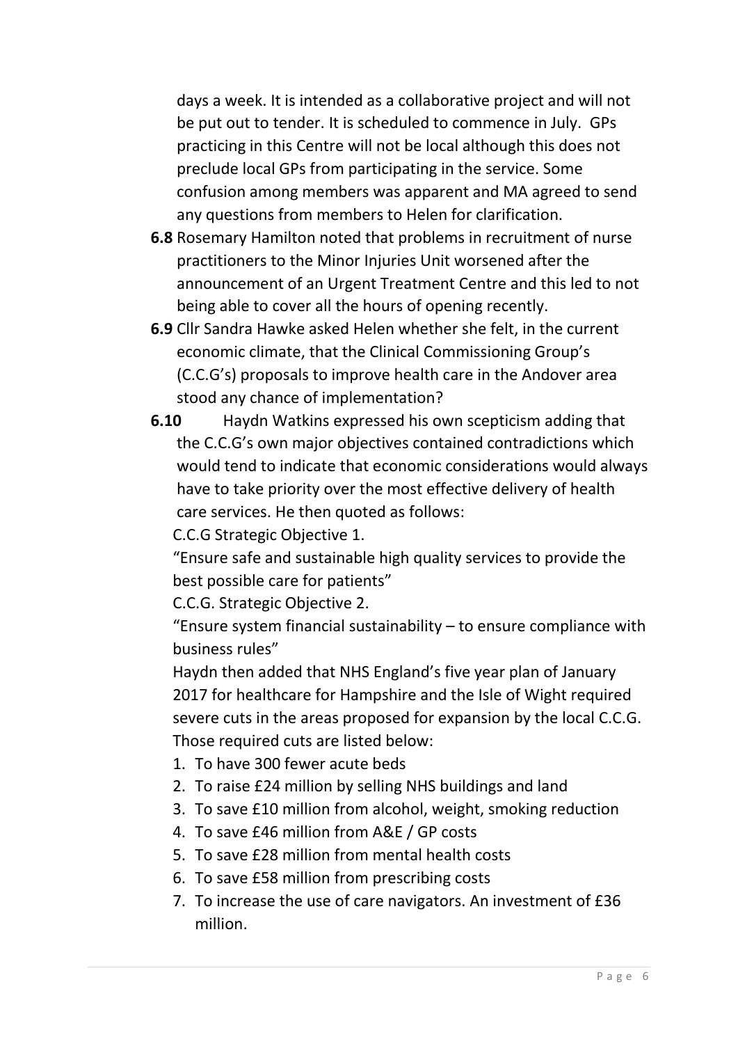days a week. It is intended as a collaborative project and will not be put out to tender. It is scheduled to commence in July. GPs practicing in this Centre will not be local although this does not preclude local GPs from participating in the service. Some confusion among members was apparent and MA agreed to send any questions from members to Helen for clarification.

**6.8** Rosemary Hamilton noted that problems in recruitment of nurse practitioners to the Minor Injuries Unit worsened after the announcement of an Urgent Treatment Centre and this led to not being able to cover all the hours of opening recently.

**6.9** Cllr Sandra Hawke asked Helen whether she felt, in the current economic climate, that the Clinical Commissioning Group's (C.C.G's) proposals to improve health care in the Andover area stood any chance of implementation?

**6.10** Haydn Watkins expressed his own scepticism adding that the C.C.G's own major objectives contained contradictions which would tend to indicate that economic considerations would always have to take priority over the most effective delivery of health care services. He then quoted as follows:

C.C.G Strategic Objective 1.

"Ensure safe and sustainable high quality services to provide the best possible care for patients"

C.C.G. Strategic Objective 2.

"Ensure system financial sustainability – to ensure compliance with business rules"

Haydn then added that NHS England's five year plan of January 2017 for healthcare for Hampshire and the Isle of Wight required severe cuts in the areas proposed for expansion by the local C.C.G. Those required cuts are listed below:

1. To have 300 fewer acute beds
2. To raise £24 million by selling NHS buildings and land
3. To save £10 million from alcohol, weight, smoking reduction
4. To save £46 million from A&E / GP costs
5. To save £28 million from mental health costs
6. To save £58 million from prescribing costs
7. To increase the use of care navigators. An investment of £36 million.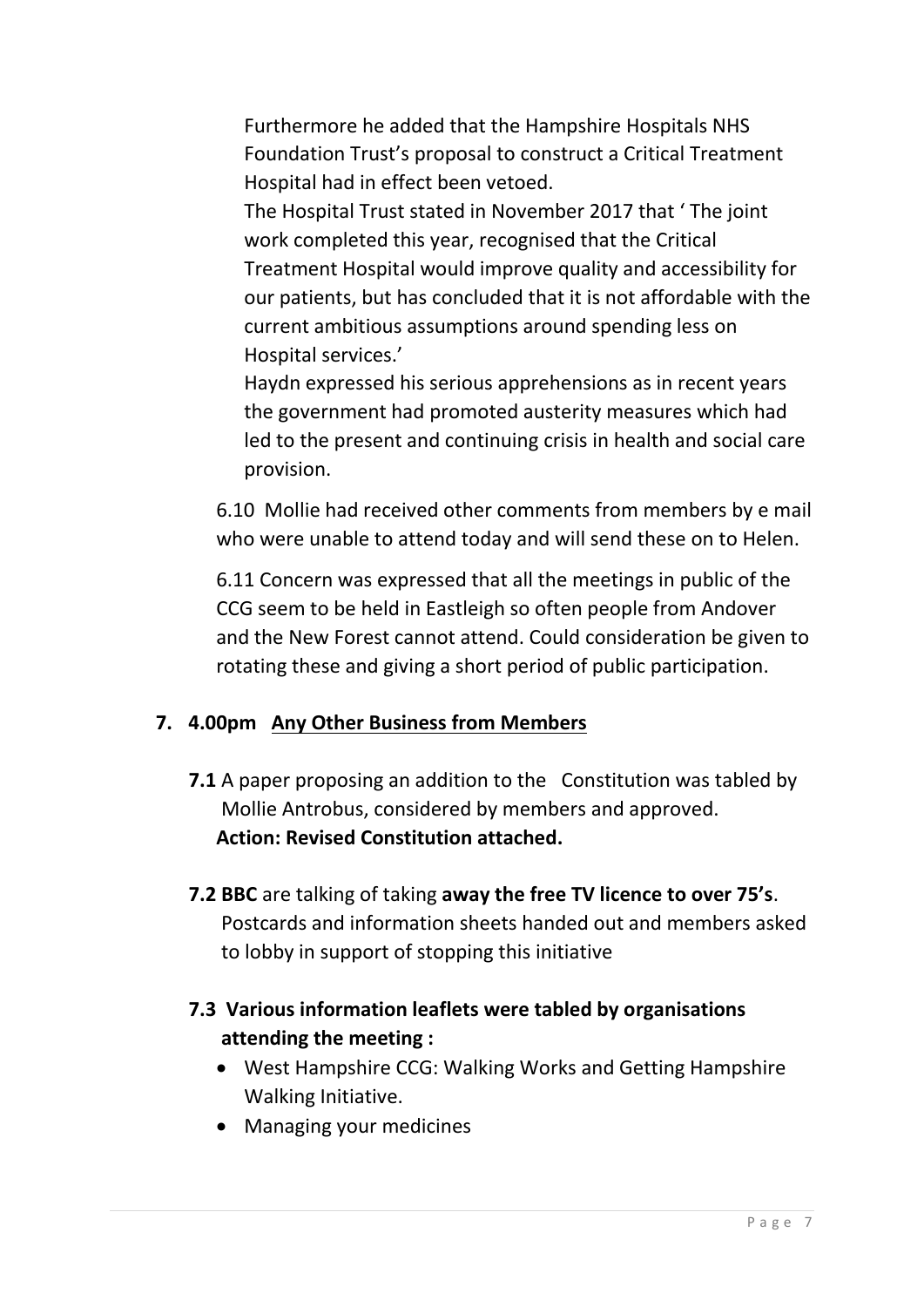Furthermore he added that the Hampshire Hospitals NHS Foundation Trust's proposal to construct a Critical Treatment Hospital had in effect been vetoed.

The Hospital Trust stated in November 2017 that ' The joint work completed this year, recognised that the Critical Treatment Hospital would improve quality and accessibility for our patients, but has concluded that it is not affordable with the current ambitious assumptions around spending less on Hospital services.'

Haydn expressed his serious apprehensions as in recent years the government had promoted austerity measures which had led to the present and continuing crisis in health and social care provision.

6.10 Mollie had received other comments from members by e mail who were unable to attend today and will send these on to Helen.

6.11 Concern was expressed that all the meetings in public of the CCG seem to be held in Eastleigh so often people from Andover and the New Forest cannot attend. Could consideration be given to rotating these and giving a short period of public participation.

## 7. 4.00pm <u>Any Other Business from Members</u>

**7.1** A paper proposing an addition to the Constitution was tabled by Mollie Antrobus, considered by members and approved.
**Action: Revised Constitution attached.**

**7.2 BBC** are talking of taking **away the free TV licence to over 75's**. Postcards and information sheets handed out and members asked to lobby in support of stopping this initiative

**7.3 Various information leaflets were tabled by organisations attending the meeting :**

- West Hampshire CCG: Walking Works and Getting Hampshire Walking Initiative.
- Managing your medicines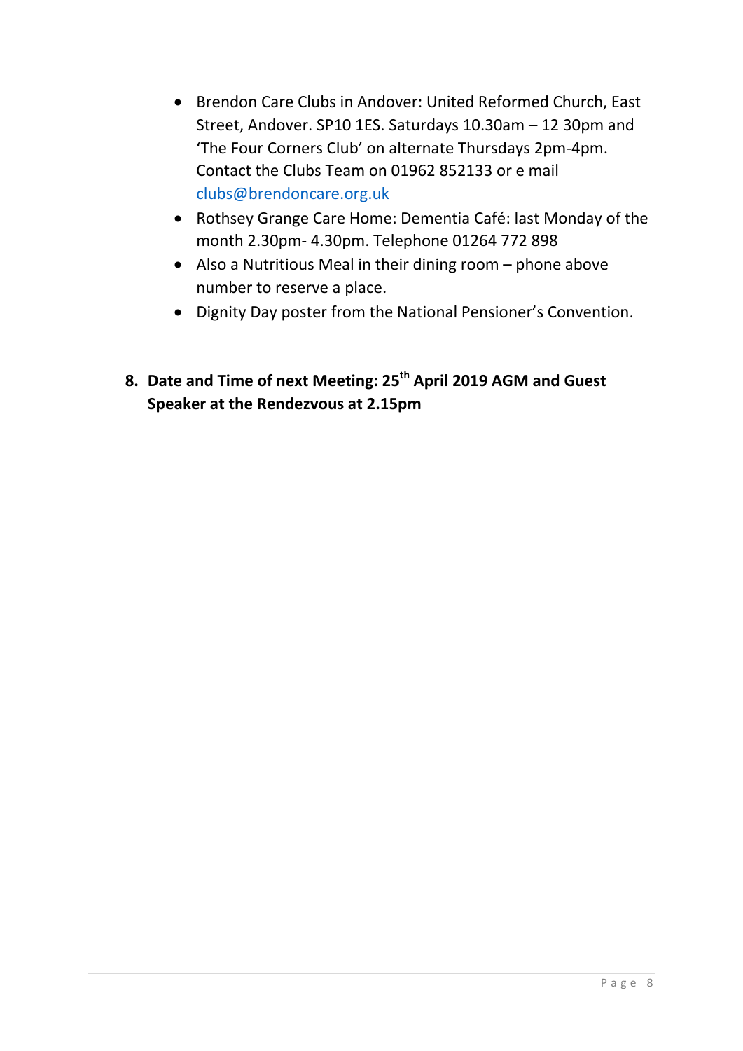- Brendon Care Clubs in Andover: United Reformed Church, East Street, Andover. SP10 1ES. Saturdays 10.30am – 12 30pm and 'The Four Corners Club' on alternate Thursdays 2pm-4pm. Contact the Clubs Team on 01962 852133 or e mail clubs@brendoncare.org.uk
- Rothsey Grange Care Home: Dementia Café: last Monday of the month 2.30pm- 4.30pm. Telephone 01264 772 898
- Also a Nutritious Meal in their dining room – phone above number to reserve a place.
- Dignity Day poster from the National Pensioner's Convention.

**8. Date and Time of next Meeting: 25th April 2019 AGM and Guest Speaker at the Rendezvous at 2.15pm**